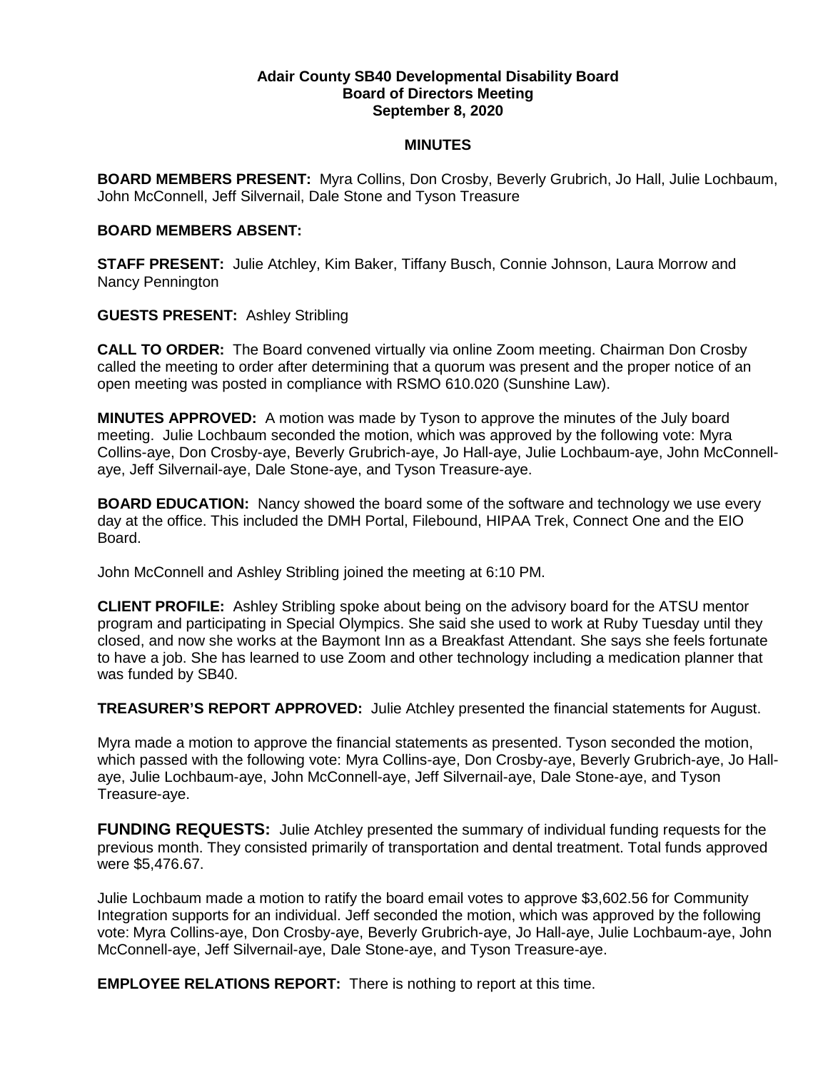**Adair County SB40 Developmental Disability Board**
**Board of Directors Meeting**
**September 8, 2020**

**MINUTES**

**BOARD MEMBERS PRESENT:** Myra Collins, Don Crosby, Beverly Grubrich, Jo Hall, Julie Lochbaum, John McConnell, Jeff Silvernail, Dale Stone and Tyson Treasure

**BOARD MEMBERS ABSENT:**

**STAFF PRESENT:** Julie Atchley, Kim Baker, Tiffany Busch, Connie Johnson, Laura Morrow and Nancy Pennington

**GUESTS PRESENT:** Ashley Stribling

**CALL TO ORDER:** The Board convened virtually via online Zoom meeting. Chairman Don Crosby called the meeting to order after determining that a quorum was present and the proper notice of an open meeting was posted in compliance with RSMO 610.020 (Sunshine Law).

**MINUTES APPROVED:** A motion was made by Tyson to approve the minutes of the July board meeting. Julie Lochbaum seconded the motion, which was approved by the following vote: Myra Collins-aye, Don Crosby-aye, Beverly Grubrich-aye, Jo Hall-aye, Julie Lochbaum-aye, John McConnell-aye, Jeff Silvernail-aye, Dale Stone-aye, and Tyson Treasure-aye.

**BOARD EDUCATION:** Nancy showed the board some of the software and technology we use every day at the office. This included the DMH Portal, Filebound, HIPAA Trek, Connect One and the EIO Board.

John McConnell and Ashley Stribling joined the meeting at 6:10 PM.

**CLIENT PROFILE:** Ashley Stribling spoke about being on the advisory board for the ATSU mentor program and participating in Special Olympics. She said she used to work at Ruby Tuesday until they closed, and now she works at the Baymont Inn as a Breakfast Attendant. She says she feels fortunate to have a job. She has learned to use Zoom and other technology including a medication planner that was funded by SB40.

**TREASURER'S REPORT APPROVED:** Julie Atchley presented the financial statements for August.

Myra made a motion to approve the financial statements as presented. Tyson seconded the motion, which passed with the following vote: Myra Collins-aye, Don Crosby-aye, Beverly Grubrich-aye, Jo Hall-aye, Julie Lochbaum-aye, John McConnell-aye, Jeff Silvernail-aye, Dale Stone-aye, and Tyson Treasure-aye.

**FUNDING REQUESTS:** Julie Atchley presented the summary of individual funding requests for the previous month. They consisted primarily of transportation and dental treatment. Total funds approved were $5,476.67.

Julie Lochbaum made a motion to ratify the board email votes to approve $3,602.56 for Community Integration supports for an individual. Jeff seconded the motion, which was approved by the following vote: Myra Collins-aye, Don Crosby-aye, Beverly Grubrich-aye, Jo Hall-aye, Julie Lochbaum-aye, John McConnell-aye, Jeff Silvernail-aye, Dale Stone-aye, and Tyson Treasure-aye.

**EMPLOYEE RELATIONS REPORT:** There is nothing to report at this time.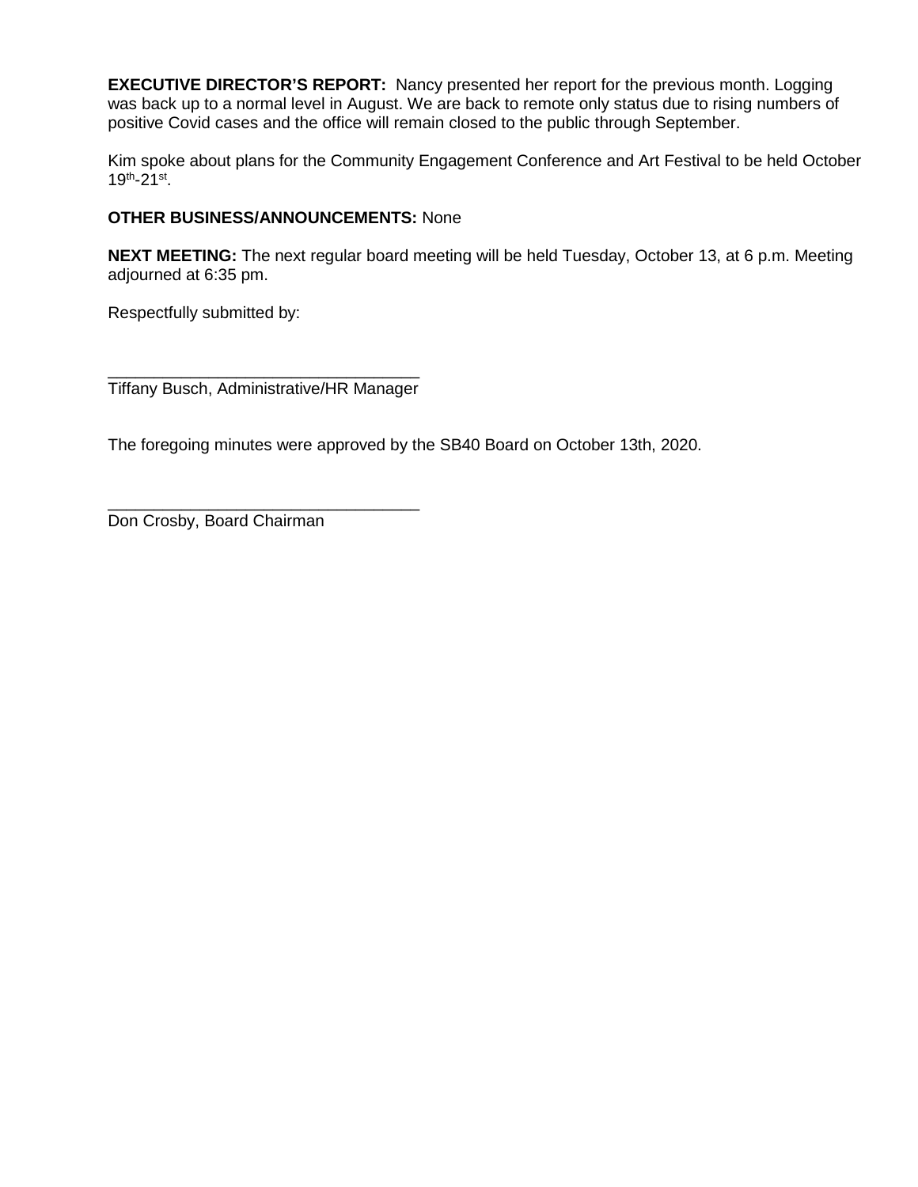**EXECUTIVE DIRECTOR'S REPORT:** Nancy presented her report for the previous month. Logging was back up to a normal level in August. We are back to remote only status due to rising numbers of positive Covid cases and the office will remain closed to the public through September.

Kim spoke about plans for the Community Engagement Conference and Art Festival to be held October 19th-21st.

**OTHER BUSINESS/ANNOUNCEMENTS:** None

**NEXT MEETING:** The next regular board meeting will be held Tuesday, October 13, at 6 p.m. Meeting adjourned at 6:35 pm.

Respectfully submitted by:

\_\_\_\_\_\_\_\_\_\_\_\_\_\_\_\_\_\_\_\_\_\_\_\_\_\_\_\_\_\_\_\_\_\_

Tiffany Busch, Administrative/HR Manager

The foregoing minutes were approved by the SB40 Board on October 13th, 2020.

\_\_\_\_\_\_\_\_\_\_\_\_\_\_\_\_\_\_\_\_\_\_\_\_\_\_\_\_\_\_\_\_\_\_

Don Crosby, Board Chairman